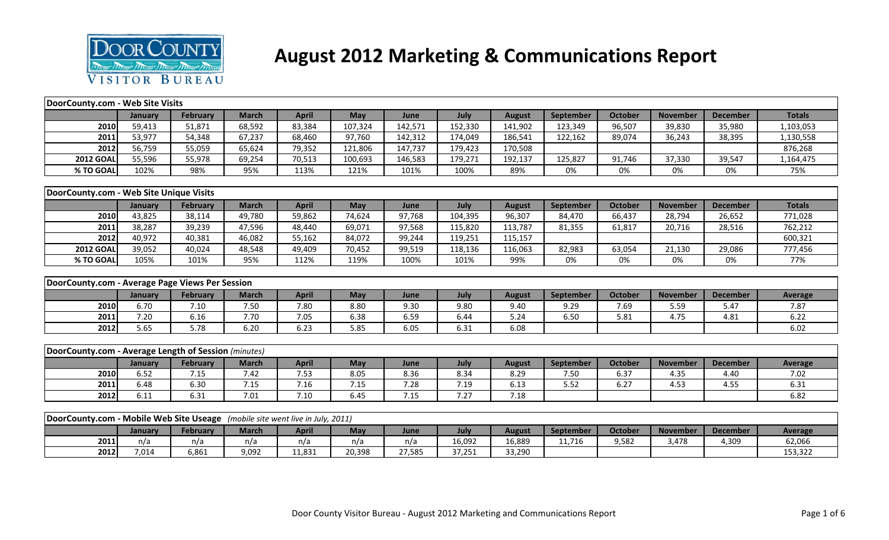# August 2012 Marketing & Communications Report

**DoorCounty.com - Web Site Visits**

| | January | February | March | April | May | June | July | August | September | October | November | December | Totals |
|---|---|---|---|---|---|---|---|---|---|---|---|---|---|
| 2010 | 59,413 | 51,871 | 68,592 | 83,384 | 107,324 | 142,571 | 152,330 | 141,902 | 123,349 | 96,507 | 39,830 | 35,980 | 1,103,053 |
| 2011 | 53,977 | 54,348 | 67,237 | 68,460 | 97,760 | 142,312 | 174,049 | 186,541 | 122,162 | 89,074 | 36,243 | 38,395 | 1,130,558 |
| 2012 | 56,759 | 55,059 | 65,624 | 79,352 | 121,806 | 147,737 | 179,423 | 170,508 | | | | | 876,268 |
| 2012 GOAL | 55,596 | 55,978 | 69,254 | 70,513 | 100,693 | 146,583 | 179,271 | 192,137 | 125,827 | 91,746 | 37,330 | 39,547 | 1,164,475 |
| % TO GOAL | 102% | 98% | 95% | 113% | 121% | 101% | 100% | 89% | 0% | 0% | 0% | 0% | 75% |

**DoorCounty.com - Web Site Unique Visits**

| | January | February | March | April | May | June | July | August | September | October | November | December | Totals |
|---|---|---|---|---|---|---|---|---|---|---|---|---|---|
| 2010 | 43,825 | 38,114 | 49,780 | 59,862 | 74,624 | 97,768 | 104,395 | 96,307 | 84,470 | 66,437 | 28,794 | 26,652 | 771,028 |
| 2011 | 38,287 | 39,239 | 47,596 | 48,440 | 69,071 | 97,568 | 115,820 | 113,787 | 81,355 | 61,817 | 20,716 | 28,516 | 762,212 |
| 2012 | 40,972 | 40,381 | 46,082 | 55,162 | 84,072 | 99,244 | 119,251 | 115,157 | | | | | 600,321 |
| 2012 GOAL | 39,052 | 40,024 | 48,548 | 49,409 | 70,452 | 99,519 | 118,136 | 116,063 | 82,983 | 63,054 | 21,130 | 29,086 | 777,456 |
| % TO GOAL | 105% | 101% | 95% | 112% | 119% | 100% | 101% | 99% | 0% | 0% | 0% | 0% | 77% |

**DoorCounty.com - Average Page Views Per Session**

| | January | February | March | April | May | June | July | August | September | October | November | December | Average |
|---|---|---|---|---|---|---|---|---|---|---|---|---|---|
| 2010 | 6.70 | 7.10 | 7.50 | 7.80 | 8.80 | 9.30 | 9.80 | 9.40 | 9.29 | 7.69 | 5.59 | 5.47 | 7.87 |
| 2011 | 7.20 | 6.16 | 7.70 | 7.05 | 6.38 | 6.59 | 6.44 | 5.24 | 6.50 | 5.81 | 4.75 | 4.81 | 6.22 |
| 2012 | 5.65 | 5.78 | 6.20 | 6.23 | 5.85 | 6.05 | 6.31 | 6.08 | | | | | 6.02 |

**DoorCounty.com - Average Length of Session** *(minutes)*

| | January | February | March | April | May | June | July | August | September | October | November | December | Average |
|---|---|---|---|---|---|---|---|---|---|---|---|---|---|
| 2010 | 6.52 | 7.15 | 7.42 | 7.53 | 8.05 | 8.36 | 8.34 | 8.29 | 7.50 | 6.37 | 4.35 | 4.40 | 7.02 |
| 2011 | 6.48 | 6.30 | 7.15 | 7.16 | 7.15 | 7.28 | 7.19 | 6.13 | 5.52 | 6.27 | 4.53 | 4.55 | 6.31 |
| 2012 | 6.11 | 6.31 | 7.01 | 7.10 | 6.45 | 7.15 | 7.27 | 7.18 | | | | | 6.82 |

**DoorCounty.com - Mobile Web Site Useage** *(mobile site went live in July, 2011)*

| | January | February | March | April | May | June | July | August | September | October | November | December | Average |
|---|---|---|---|---|---|---|---|---|---|---|---|---|---|
| 2011 | n/a | n/a | n/a | n/a | n/a | n/a | 16,092 | 16,889 | 11,716 | 9,582 | 3,478 | 4,309 | 62,066 |
| 2012 | 7,014 | 6,861 | 9,092 | 11,831 | 20,398 | 27,585 | 37,251 | 33,290 | | | | | 153,322 |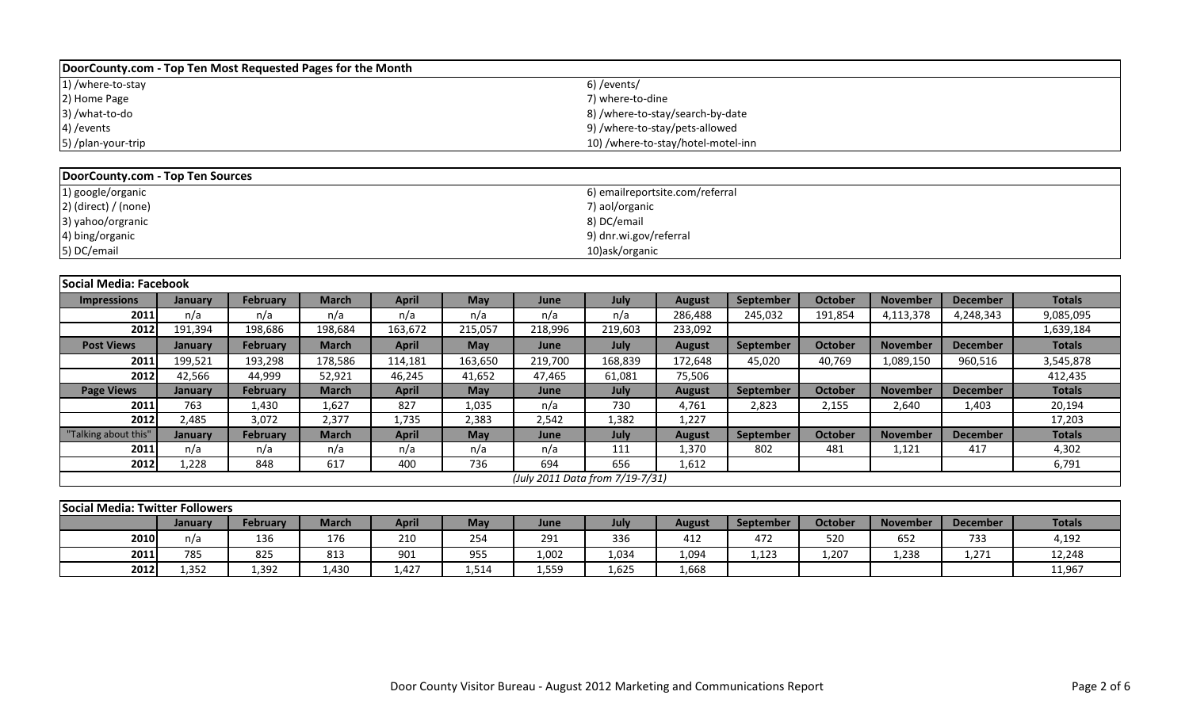| DoorCounty.com - Top Ten Most Requested Pages for the Month | |
|---|---|
| 1) /where-to-stay | 6) /events/ |
| 2) Home Page | 7) where-to-dine |
| 3) /what-to-do | 8) /where-to-stay/search-by-date |
| 4) /events | 9) /where-to-stay/pets-allowed |
| 5) /plan-your-trip | 10) /where-to-stay/hotel-motel-inn |

| DoorCounty.com - Top Ten Sources | |
|---|---|
| 1) google/organic | 6) emailreportsite.com/referral |
| 2) (direct) / (none) | 7) aol/organic |
| 3) yahoo/orgranic | 8) DC/email |
| 4) bing/organic | 9) dnr.wi.gov/referral |
| 5) DC/email | 10)ask/organic |

**Social Media: Facebook**

| Impressions | January | February | March | April | May | June | July | August | September | October | November | December | Totals |
|---|---|---|---|---|---|---|---|---|---|---|---|---|---|
| 2011 | n/a | n/a | n/a | n/a | n/a | n/a | n/a | 286,488 | 245,032 | 191,854 | 4,113,378 | 4,248,343 | 9,085,095 |
| 2012 | 191,394 | 198,686 | 198,684 | 163,672 | 215,057 | 218,996 | 219,603 | 233,092 | | | | | 1,639,184 |
| **Post Views** | **January** | **February** | **March** | **April** | **May** | **June** | **July** | **August** | **September** | **October** | **November** | **December** | **Totals** |
| 2011 | 199,521 | 193,298 | 178,586 | 114,181 | 163,650 | 219,700 | 168,839 | 172,648 | 45,020 | 40,769 | 1,089,150 | 960,516 | 3,545,878 |
| 2012 | 42,566 | 44,999 | 52,921 | 46,245 | 41,652 | 47,465 | 61,081 | 75,506 | | | | | 412,435 |
| **Page Views** | **January** | **February** | **March** | **April** | **May** | **June** | **July** | **August** | **September** | **October** | **November** | **December** | **Totals** |
| 2011 | 763 | 1,430 | 1,627 | 827 | 1,035 | n/a | 730 | 4,761 | 2,823 | 2,155 | 2,640 | 1,403 | 20,194 |
| 2012 | 2,485 | 3,072 | 2,377 | 1,735 | 2,383 | 2,542 | 1,382 | 1,227 | | | | | 17,203 |
| **"Talking about this"** | **January** | **February** | **March** | **April** | **May** | **June** | **July** | **August** | **September** | **October** | **November** | **December** | **Totals** |
| 2011 | n/a | n/a | n/a | n/a | n/a | n/a | 111 | 1,370 | 802 | 481 | 1,121 | 417 | 4,302 |
| 2012 | 1,228 | 848 | 617 | 400 | 736 | 694 | 656 | 1,612 | | | | | 6,791 |

*(July 2011 Data from 7/19-7/31)*

**Social Media: Twitter Followers**

| | January | February | March | April | May | June | July | August | September | October | November | December | Totals |
|---|---|---|---|---|---|---|---|---|---|---|---|---|---|
| 2010 | n/a | 136 | 176 | 210 | 254 | 291 | 336 | 412 | 472 | 520 | 652 | 733 | 4,192 |
| 2011 | 785 | 825 | 813 | 901 | 955 | 1,002 | 1,034 | 1,094 | 1,123 | 1,207 | 1,238 | 1,271 | 12,248 |
| 2012 | 1,352 | 1,392 | 1,430 | 1,427 | 1,514 | 1,559 | 1,625 | 1,668 | | | | | 11,967 |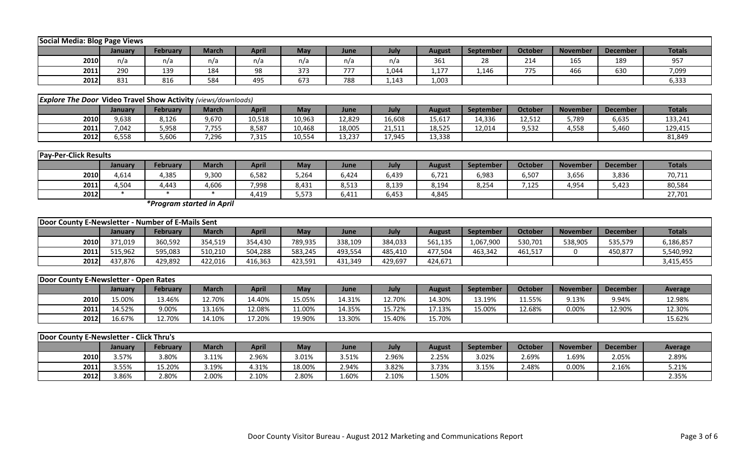| Social Media: Blog Page Views | | | | | | | | | | | | | |
|---|---|---|---|---|---|---|---|---|---|---|---|---|---|
| | January | February | March | April | May | June | July | August | September | October | November | December | Totals |
| 2010 | n/a | n/a | n/a | n/a | n/a | n/a | n/a | 361 | 28 | 214 | 165 | 189 | 957 |
| 2011 | 290 | 139 | 184 | 98 | 373 | 777 | 1,044 | 1,177 | 1,146 | 775 | 466 | 630 | 7,099 |
| 2012 | 831 | 816 | 584 | 495 | 673 | 788 | 1,143 | 1,003 | | | | | 6,333 |

| *Explore The Door* Video Travel Show Activity *(views/downloads)* | | | | | | | | | | | | | |
|---|---|---|---|---|---|---|---|---|---|---|---|---|---|
| | January | February | March | April | May | June | July | August | September | October | November | December | Totals |
| 2010 | 9,638 | 8,126 | 9,670 | 10,518 | 10,963 | 12,829 | 16,608 | 15,617 | 14,336 | 12,512 | 5,789 | 6,635 | 133,241 |
| 2011 | 7,042 | 5,958 | 7,755 | 8,587 | 10,468 | 18,005 | 21,511 | 18,525 | 12,014 | 9,532 | 4,558 | 5,460 | 129,415 |
| 2012 | 6,558 | 5,606 | 7,296 | 7,315 | 10,554 | 13,237 | 17,945 | 13,338 | | | | | 81,849 |

| Pay-Per-Click Results | | | | | | | | | | | | | |
|---|---|---|---|---|---|---|---|---|---|---|---|---|---|
| | January | February | March | April | May | June | July | August | September | October | November | December | Totals |
| 2010 | 4,614 | 4,385 | 9,300 | 6,582 | 5,264 | 6,424 | 6,439 | 6,721 | 6,983 | 6,507 | 3,656 | 3,836 | 70,711 |
| 2011 | 4,504 | 4,443 | 4,606 | 7,998 | 8,431 | 8,513 | 8,139 | 8,194 | 8,254 | 7,125 | 4,954 | 5,423 | 80,584 |
| 2012 | * | * | * | 4,419 | 5,573 | 6,411 | 6,453 | 4,845 | | | | | 27,701 |

***Program started in April***

| Door County E-Newsletter - Number of E-Mails Sent | | | | | | | | | | | | | |
|---|---|---|---|---|---|---|---|---|---|---|---|---|---|
| | January | February | March | April | May | June | July | August | September | October | November | December | Totals |
| 2010 | 371,019 | 360,592 | 354,519 | 354,430 | 789,935 | 338,109 | 384,033 | 561,135 | 1,067,900 | 530,701 | 538,905 | 535,579 | 6,186,857 |
| 2011 | 515,962 | 595,083 | 510,210 | 504,288 | 583,245 | 493,554 | 485,410 | 477,504 | 463,342 | 461,517 | 0 | 450,877 | 5,540,992 |
| 2012 | 437,876 | 429,892 | 422,016 | 416,363 | 423,591 | 431,349 | 429,697 | 424,671 | | | | | 3,415,455 |

| Door County E-Newsletter - Open Rates | | | | | | | | | | | | | |
|---|---|---|---|---|---|---|---|---|---|---|---|---|---|
| | January | February | March | April | May | June | July | August | September | October | November | December | Average |
| 2010 | 15.00% | 13.46% | 12.70% | 14.40% | 15.05% | 14.31% | 12.70% | 14.30% | 13.19% | 11.55% | 9.13% | 9.94% | 12.98% |
| 2011 | 14.52% | 9.00% | 13.16% | 12.08% | 11.00% | 14.35% | 15.72% | 17.13% | 15.00% | 12.68% | 0.00% | 12.90% | 12.30% |
| 2012 | 16.67% | 12.70% | 14.10% | 17.20% | 19.90% | 13.30% | 15.40% | 15.70% | | | | | 15.62% |

| Door County E-Newsletter - Click Thru's | | | | | | | | | | | | | |
|---|---|---|---|---|---|---|---|---|---|---|---|---|---|
| | January | February | March | April | May | June | July | August | September | October | November | December | Average |
| 2010 | 3.57% | 3.80% | 3.11% | 2.96% | 3.01% | 3.51% | 2.96% | 2.25% | 3.02% | 2.69% | 1.69% | 2.05% | 2.89% |
| 2011 | 3.55% | 15.20% | 3.19% | 4.31% | 18.00% | 2.94% | 3.82% | 3.73% | 3.15% | 2.48% | 0.00% | 2.16% | 5.21% |
| 2012 | 3.86% | 2.80% | 2.00% | 2.10% | 2.80% | 1.60% | 2.10% | 1.50% | | | | | 2.35% |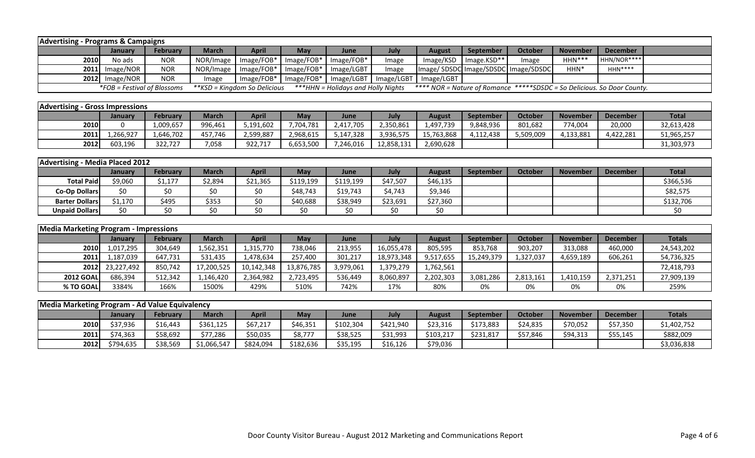## Advertising - Programs & Campaigns

| | January | February | March | April | May | June | July | August | September | October | November | December | |
|---|---|---|---|---|---|---|---|---|---|---|---|---|---|
| 2010 | No ads | NOR | NOR/Image | Image/FOB* | Image/FOB* | Image/FOB* | Image | Image/KSD | Image.KSD** | Image | HHN*** | HHN/NOR**** | |
| 2011 | Image/NOR | NOR | NOR/Image | Image/FOB* | Image/FOB* | Image/LGBT | Image | Image/ SDSDC | Image/SDSDC | Image/SDSDC | HHN* | HHN**** | |
| 2012 | Image/NOR | NOR | Image | Image/FOB* | Image/FOB* | Image/LGBT | Image/LGBT | Image/LGBT | | | | | |

*FOB = Festival of Blossoms **KSD = Kingdom So Delicious ***HHN = Holidays and Holly Nights **** NOR = Nature of Romance *****SDSDC = So Delicious. So Door County.

## Advertising - Gross Impressions

| | January | February | March | April | May | June | July | August | September | October | November | December | Total |
|---|---|---|---|---|---|---|---|---|---|---|---|---|---|
| 2010 | 0 | 1,009,657 | 996,461 | 5,191,602 | 7,704,781 | 2,417,705 | 2,350,861 | 1,497,739 | 9,848,936 | 801,682 | 774,004 | 20,000 | 32,613,428 |
| 2011 | 1,266,927 | 1,646,702 | 457,746 | 2,599,887 | 2,968,615 | 5,147,328 | 3,936,575 | 15,763,868 | 4,112,438 | 5,509,009 | 4,133,881 | 4,422,281 | 51,965,257 |
| 2012 | 603,196 | 322,727 | 7,058 | 922,717 | 6,653,500 | 7,246,016 | 12,858,131 | 2,690,628 | | | | | 31,303,973 |

## Advertising - Media Placed 2012

| | January | February | March | April | May | June | July | August | September | October | November | December | Total |
|---|---|---|---|---|---|---|---|---|---|---|---|---|---|
| Total Paid | $9,060 | $1,177 | $2,894 | $21,365 | $119,199 | $119,199 | $47,507 | $46,135 | | | | | $366,536 |
| Co-Op Dollars | $0 | $0 | $0 | $0 | $48,743 | $19,743 | $4,743 | $9,346 | | | | | $82,575 |
| Barter Dollars | $1,170 | $495 | $353 | $0 | $40,688 | $38,949 | $23,691 | $27,360 | | | | | $132,706 |
| Unpaid Dollars | $0 | $0 | $0 | $0 | $0 | $0 | $0 | $0 | | | | | $0 |

## Media Marketing Program - Impressions

| | January | February | March | April | May | June | July | August | September | October | November | December | Totals |
|---|---|---|---|---|---|---|---|---|---|---|---|---|---|
| 2010 | 1,017,295 | 304,649 | 1,562,351 | 1,315,770 | 738,046 | 213,955 | 16,055,478 | 805,595 | 853,768 | 903,207 | 313,088 | 460,000 | 24,543,202 |
| 2011 | 1,187,039 | 647,731 | 531,435 | 1,478,634 | 257,400 | 301,217 | 18,973,348 | 9,517,655 | 15,249,379 | 1,327,037 | 4,659,189 | 606,261 | 54,736,325 |
| 2012 | 23,227,492 | 850,742 | 17,200,525 | 10,142,348 | 13,876,785 | 3,979,061 | 1,379,279 | 1,762,561 | | | | | 72,418,793 |
| 2012 GOAL | 686,394 | 512,342 | 1,146,420 | 2,364,982 | 2,723,495 | 536,449 | 8,060,897 | 2,202,303 | 3,081,286 | 2,813,161 | 1,410,159 | 2,371,251 | 27,909,139 |
| % TO GOAL | 3384% | 166% | 1500% | 429% | 510% | 742% | 17% | 80% | 0% | 0% | 0% | 0% | 259% |

## Media Marketing Program - Ad Value Equivalency

| | January | February | March | April | May | June | July | August | September | October | November | December | Totals |
|---|---|---|---|---|---|---|---|---|---|---|---|---|---|
| 2010 | $37,936 | $16,443 | $361,125 | $67,217 | $46,351 | $102,304 | $421,940 | $23,316 | $173,883 | $24,835 | $70,052 | $57,350 | $1,402,752 |
| 2011 | $74,363 | $58,692 | $77,286 | $50,035 | $8,777 | $38,525 | $31,993 | $103,217 | $231,817 | $57,846 | $94,313 | $55,145 | $882,009 |
| 2012 | $794,635 | $38,569 | $1,066,547 | $824,094 | $182,636 | $35,195 | $16,126 | $79,036 | | | | | $3,036,838 |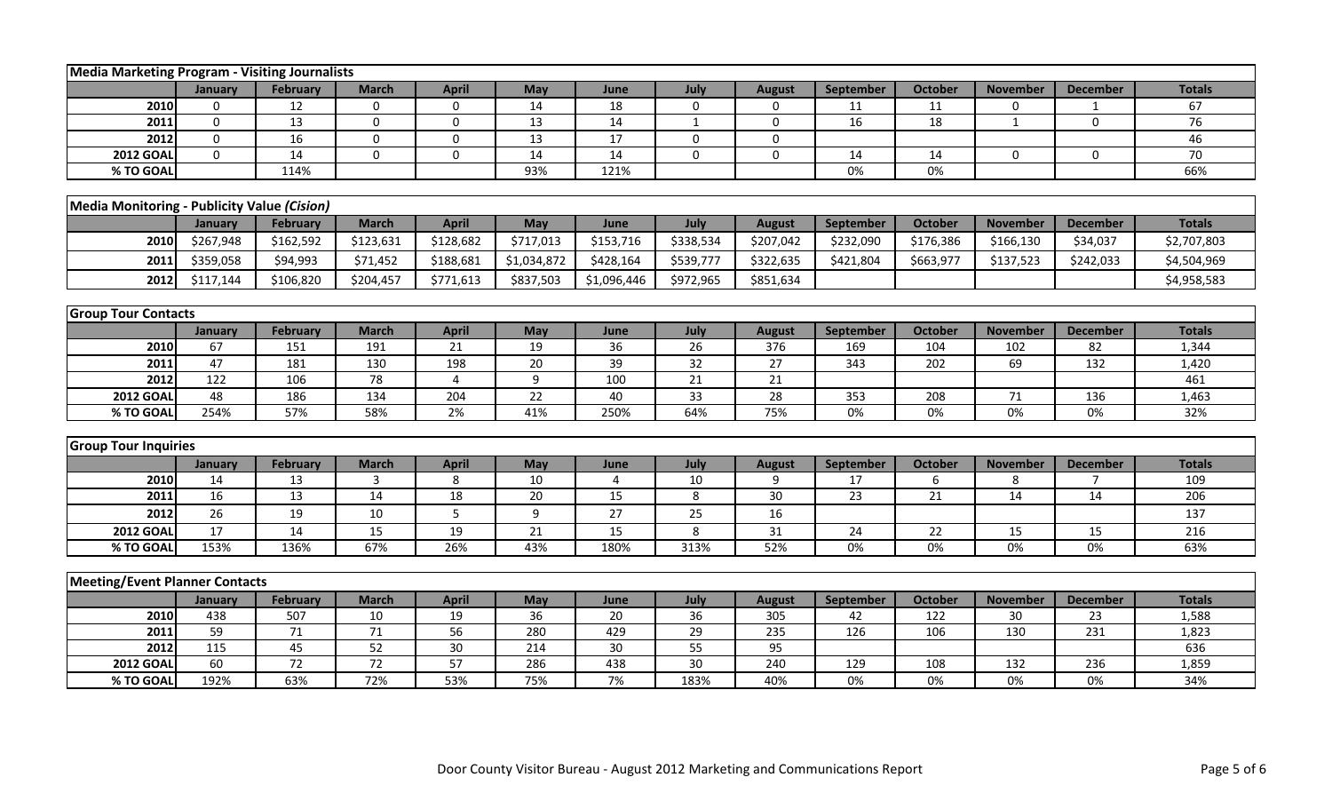| Media Marketing Program - Visiting Journalists | | | | | | | | | | | | | |
|---|---|---|---|---|---|---|---|---|---|---|---|---|---|
| | January | February | March | April | May | June | July | August | September | October | November | December | Totals |
| 2010 | 0 | 12 | 0 | 0 | 14 | 18 | 0 | 0 | 11 | 11 | 0 | 1 | 67 |
| 2011 | 0 | 13 | 0 | 0 | 13 | 14 | 1 | 0 | 16 | 18 | 1 | 0 | 76 |
| 2012 | 0 | 16 | 0 | 0 | 13 | 17 | 0 | 0 | | | | | 46 |
| 2012 GOAL | 0 | 14 | 0 | 0 | 14 | 14 | 0 | 0 | 14 | 14 | 0 | 0 | 70 |
| % TO GOAL | | 114% | | | 93% | 121% | | | 0% | 0% | | | 66% |

| Media Monitoring - Publicity Value *(Cision)* | | | | | | | | | | | | | |
|---|---|---|---|---|---|---|---|---|---|---|---|---|---|
| | January | February | March | April | May | June | July | August | September | October | November | December | Totals |
| 2010 | $267,948 | $162,592 | $123,631 | $128,682 | $717,013 | $153,716 | $338,534 | $207,042 | $232,090 | $176,386 | $166,130 | $34,037 | $2,707,803 |
| 2011 | $359,058 | $94,993 | $71,452 | $188,681 | $1,034,872 | $428,164 | $539,777 | $322,635 | $421,804 | $663,977 | $137,523 | $242,033 | $4,504,969 |
| 2012 | $117,144 | $106,820 | $204,457 | $771,613 | $837,503 | $1,096,446 | $972,965 | $851,634 | | | | | $4,958,583 |

| Group Tour Contacts | | | | | | | | | | | | | |
|---|---|---|---|---|---|---|---|---|---|---|---|---|---|
| | January | February | March | April | May | June | July | August | September | October | November | December | Totals |
| 2010 | 67 | 151 | 191 | 21 | 19 | 36 | 26 | 376 | 169 | 104 | 102 | 82 | 1,344 |
| 2011 | 47 | 181 | 130 | 198 | 20 | 39 | 32 | 27 | 343 | 202 | 69 | 132 | 1,420 |
| 2012 | 122 | 106 | 78 | 4 | 9 | 100 | 21 | 21 | | | | | 461 |
| 2012 GOAL | 48 | 186 | 134 | 204 | 22 | 40 | 33 | 28 | 353 | 208 | 71 | 136 | 1,463 |
| % TO GOAL | 254% | 57% | 58% | 2% | 41% | 250% | 64% | 75% | 0% | 0% | 0% | 0% | 32% |

| Group Tour Inquiries | | | | | | | | | | | | | |
|---|---|---|---|---|---|---|---|---|---|---|---|---|---|
| | January | February | March | April | May | June | July | August | September | October | November | December | Totals |
| 2010 | 14 | 13 | 3 | 8 | 10 | 4 | 10 | 9 | 17 | 6 | 8 | 7 | 109 |
| 2011 | 16 | 13 | 14 | 18 | 20 | 15 | 8 | 30 | 23 | 21 | 14 | 14 | 206 |
| 2012 | 26 | 19 | 10 | 5 | 9 | 27 | 25 | 16 | | | | | 137 |
| 2012 GOAL | 17 | 14 | 15 | 19 | 21 | 15 | 8 | 31 | 24 | 22 | 15 | 15 | 216 |
| % TO GOAL | 153% | 136% | 67% | 26% | 43% | 180% | 313% | 52% | 0% | 0% | 0% | 0% | 63% |

| Meeting/Event Planner Contacts | | | | | | | | | | | | | |
|---|---|---|---|---|---|---|---|---|---|---|---|---|---|
| | January | February | March | April | May | June | July | August | September | October | November | December | Totals |
| 2010 | 438 | 507 | 10 | 19 | 36 | 20 | 36 | 305 | 42 | 122 | 30 | 23 | 1,588 |
| 2011 | 59 | 71 | 71 | 56 | 280 | 429 | 29 | 235 | 126 | 106 | 130 | 231 | 1,823 |
| 2012 | 115 | 45 | 52 | 30 | 214 | 30 | 55 | 95 | | | | | 636 |
| 2012 GOAL | 60 | 72 | 72 | 57 | 286 | 438 | 30 | 240 | 129 | 108 | 132 | 236 | 1,859 |
| % TO GOAL | 192% | 63% | 72% | 53% | 75% | 7% | 183% | 40% | 0% | 0% | 0% | 0% | 34% |

Door County Visitor Bureau - August 2012 Marketing and Communications Report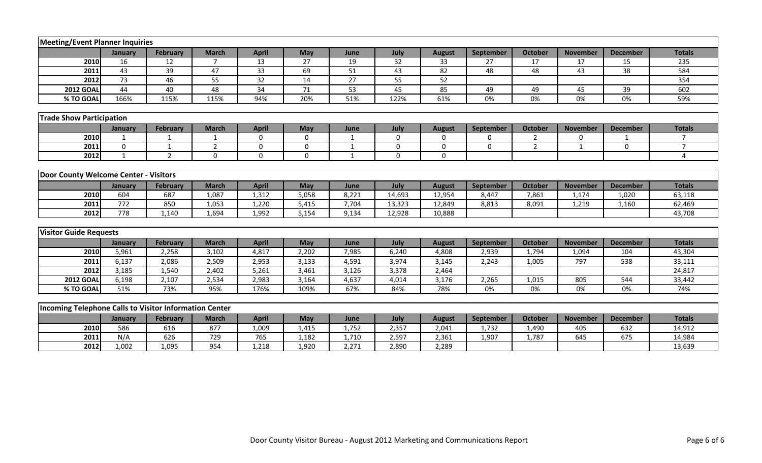| Meeting/Event Planner Inquiries | | | | | | | | | | | | | |
|---|---|---|---|---|---|---|---|---|---|---|---|---|---|
| | January | February | March | April | May | June | July | August | September | October | November | December | Totals |
| 2010 | 16 | 12 | 7 | 13 | 27 | 19 | 32 | 33 | 27 | 17 | 17 | 15 | 235 |
| 2011 | 43 | 39 | 47 | 33 | 69 | 51 | 43 | 82 | 48 | 48 | 43 | 38 | 584 |
| 2012 | 73 | 46 | 55 | 32 | 14 | 27 | 55 | 52 | | | | | 354 |
| 2012 GOAL | 44 | 40 | 48 | 34 | 71 | 53 | 45 | 85 | 49 | 49 | 45 | 39 | 602 |
| % TO GOAL | 166% | 115% | 115% | 94% | 20% | 51% | 122% | 61% | 0% | 0% | 0% | 0% | 59% |

| Trade Show Participation | | | | | | | | | | | | | |
|---|---|---|---|---|---|---|---|---|---|---|---|---|---|
| | January | February | March | April | May | June | July | August | September | October | November | December | Totals |
| 2010 | 1 | 1 | 1 | 0 | 0 | 1 | 0 | 0 | 0 | 2 | 0 | 1 | 7 |
| 2011 | 0 | 1 | 2 | 0 | 0 | 1 | 0 | 0 | 0 | 2 | 1 | 0 | 7 |
| 2012 | 1 | 2 | 0 | 0 | 0 | 1 | 0 | 0 | | | | | 4 |

| Door County Welcome Center - Visitors | | | | | | | | | | | | | |
|---|---|---|---|---|---|---|---|---|---|---|---|---|---|
| | January | February | March | April | May | June | July | August | September | October | November | December | Totals |
| 2010 | 604 | 687 | 1,087 | 1,312 | 5,058 | 8,221 | 14,693 | 12,954 | 8,447 | 7,861 | 1,174 | 1,020 | 63,118 |
| 2011 | 772 | 850 | 1,053 | 1,220 | 5,415 | 7,704 | 13,323 | 12,849 | 8,813 | 8,091 | 1,219 | 1,160 | 62,469 |
| 2012 | 778 | 1,140 | 1,694 | 1,992 | 5,154 | 9,134 | 12,928 | 10,888 | | | | | 43,708 |

| Visitor Guide Requests | | | | | | | | | | | | | |
|---|---|---|---|---|---|---|---|---|---|---|---|---|---|
| | January | February | March | April | May | June | July | August | September | October | November | December | Totals |
| 2010 | 5,961 | 2,258 | 3,102 | 4,817 | 2,202 | 7,985 | 6,240 | 4,808 | 2,939 | 1,794 | 1,094 | 104 | 43,304 |
| 2011 | 6,137 | 2,086 | 2,509 | 2,953 | 3,133 | 4,591 | 3,974 | 3,145 | 2,243 | 1,005 | 797 | 538 | 33,111 |
| 2012 | 3,185 | 1,540 | 2,402 | 5,261 | 3,461 | 3,126 | 3,378 | 2,464 | | | | | 24,817 |
| 2012 GOAL | 6,198 | 2,107 | 2,534 | 2,983 | 3,164 | 4,637 | 4,014 | 3,176 | 2,265 | 1,015 | 805 | 544 | 33,442 |
| % TO GOAL | 51% | 73% | 95% | 176% | 109% | 67% | 84% | 78% | 0% | 0% | 0% | 0% | 74% |

| Incoming Telephone Calls to Visitor Information Center | | | | | | | | | | | | | |
|---|---|---|---|---|---|---|---|---|---|---|---|---|---|
| | January | February | March | April | May | June | July | August | September | October | November | December | Totals |
| 2010 | 586 | 616 | 877 | 1,009 | 1,415 | 1,752 | 2,357 | 2,041 | 1,732 | 1,490 | 405 | 632 | 14,912 |
| 2011 | N/A | 626 | 729 | 765 | 1,182 | 1,710 | 2,597 | 2,361 | 1,907 | 1,787 | 645 | 675 | 14,984 |
| 2012 | 1,002 | 1,095 | 954 | 1,218 | 1,920 | 2,271 | 2,890 | 2,289 | | | | | 13,639 |